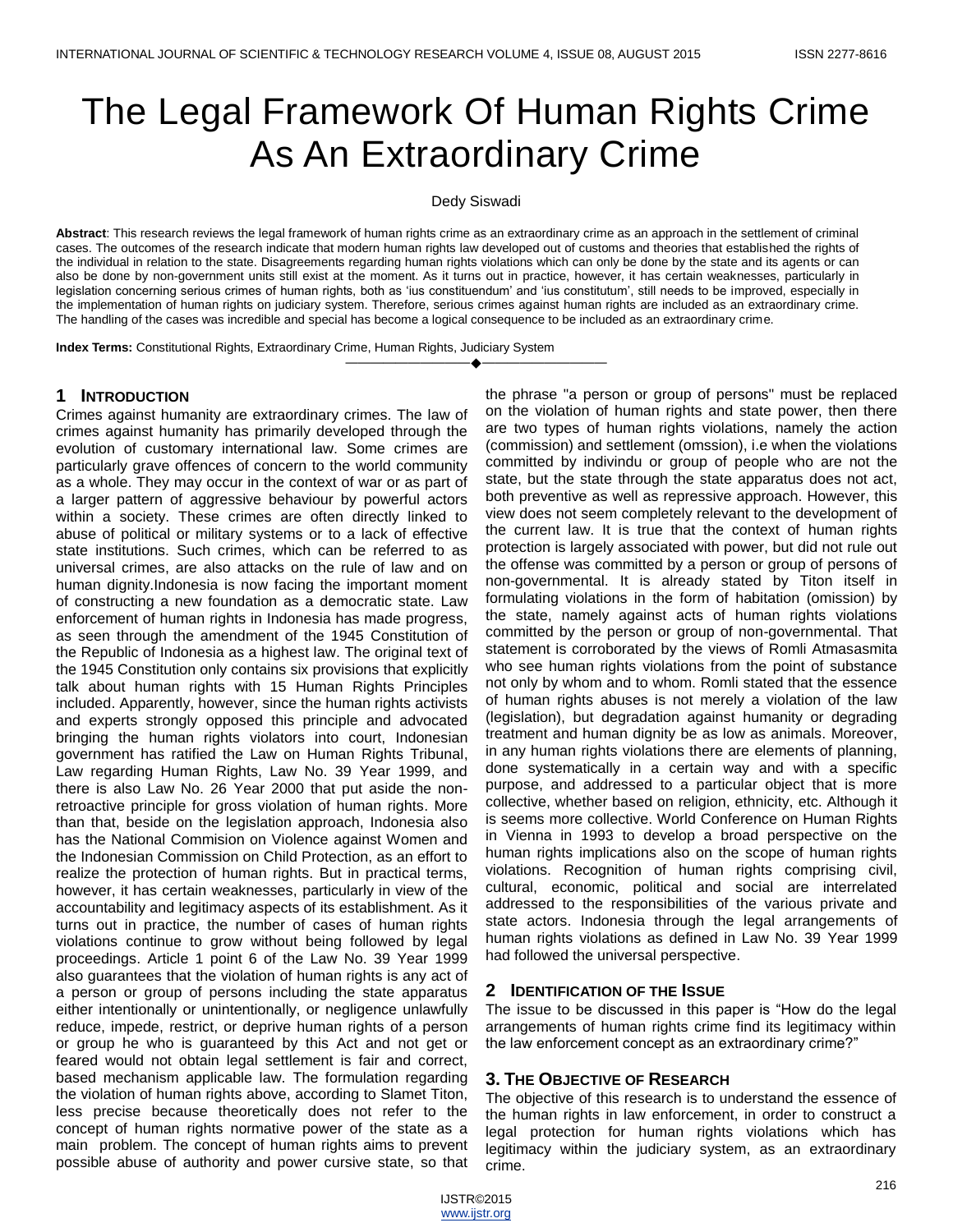# The Legal Framework Of Human Rights Crime As An Extraordinary Crime

Dedy Siswadi

**Abstract**: This research reviews the legal framework of human rights crime as an extraordinary crime as an approach in the settlement of criminal cases. The outcomes of the research indicate that modern human rights law developed out of customs and theories that established the rights of the individual in relation to the state. Disagreements regarding human rights violations which can only be done by the state and its agents or can also be done by non-government units still exist at the moment. As it turns out in practice, however, it has certain weaknesses, particularly in legislation concerning serious crimes of human rights, both as 'ius constituendum' and 'ius constitutum', still needs to be improved, especially in the implementation of human rights on judiciary system. Therefore, serious crimes against human rights are included as an extraordinary crime. The handling of the cases was incredible and special has become a logical consequence to be included as an extraordinary crime.

**Index Terms:** Constitutional Rights, Extraordinary Crime, Human Rights, Judiciary System

## 1 Introduction

Crimes against humanity are extraordinary crimes. The law of crimes against humanity has primarily developed through the evolution of customary international law. Some crimes are particularly grave offences of concern to the world community as a whole. They may occur in the context of war or as part of a larger pattern of aggressive behaviour by powerful actors within a society. These crimes are often directly linked to abuse of political or military systems or to a lack of effective state institutions. Such crimes, which can be referred to as universal crimes, are also attacks on the rule of law and on human dignity.Indonesia is now facing the important moment of constructing a new foundation as a democratic state. Law enforcement of human rights in Indonesia has made progress, as seen through the amendment of the 1945 Constitution of the Republic of Indonesia as a highest law. The original text of the 1945 Constitution only contains six provisions that explicitly talk about human rights with 15 Human Rights Principles included. Apparently, however, since the human rights activists and experts strongly opposed this principle and advocated bringing the human rights violators into court, Indonesian government has ratified the Law on Human Rights Tribunal, Law regarding Human Rights, Law No. 39 Year 1999, and there is also Law No. 26 Year 2000 that put aside the non-retroactive principle for gross violation of human rights. More than that, beside on the legislation approach, Indonesia also has the National Commision on Violence against Women and the Indonesian Commission on Child Protection, as an effort to realize the protection of human rights. But in practical terms, however, it has certain weaknesses, particularly in view of the accountability and legitimacy aspects of its establishment. As it turns out in practice, the number of cases of human rights violations continue to grow without being followed by legal proceedings. Article 1 point 6 of the Law No. 39 Year 1999 also guarantees that the violation of human rights is any act of a person or group of persons including the state apparatus either intentionally or unintentionally, or negligence unlawfully reduce, impede, restrict, or deprive human rights of a person or group he who is guaranteed by this Act and not get or feared would not obtain legal settlement is fair and correct, based mechanism applicable law. The formulation regarding the violation of human rights above, according to Slamet Titon, less precise because theoretically does not refer to the concept of human rights normative power of the state as a main problem. The concept of human rights aims to prevent possible abuse of authority and power cursive state, so that the phrase "a person or group of persons" must be replaced on the violation of human rights and state power, then there are two types of human rights violations, namely the action (commission) and settlement (omssion), i.e when the violations committed by indivindu or group of people who are not the state, but the state through the state apparatus does not act, both preventive as well as repressive approach. However, this view does not seem completely relevant to the development of the current law. It is true that the context of human rights protection is largely associated with power, but did not rule out the offense was committed by a person or group of persons of non-governmental. It is already stated by Titon itself in formulating violations in the form of habitation (omission) by the state, namely against acts of human rights violations committed by the person or group of non-governmental. That statement is corroborated by the views of Romli Atmasasmita who see human rights violations from the point of substance not only by whom and to whom. Romli stated that the essence of human rights abuses is not merely a violation of the law (legislation), but degradation against humanity or degrading treatment and human dignity be as low as animals. Moreover, in any human rights violations there are elements of planning, done systematically in a certain way and with a specific purpose, and addressed to a particular object that is more collective, whether based on religion, ethnicity, etc. Although it is seems more collective. World Conference on Human Rights in Vienna in 1993 to develop a broad perspective on the human rights implications also on the scope of human rights violations. Recognition of human rights comprising civil, cultural, economic, political and social are interrelated addressed to the responsibilities of the various private and state actors. Indonesia through the legal arrangements of human rights violations as defined in Law No. 39 Year 1999 had followed the universal perspective.

## 2 Identification of the Issue

The issue to be discussed in this paper is "How do the legal arrangements of human rights crime find its legitimacy within the law enforcement concept as an extraordinary crime?"

## 3. The Objective of Research

The objective of this research is to understand the essence of the human rights in law enforcement, in order to construct a legal protection for human rights violations which has legitimacy within the judiciary system, as an extraordinary crime.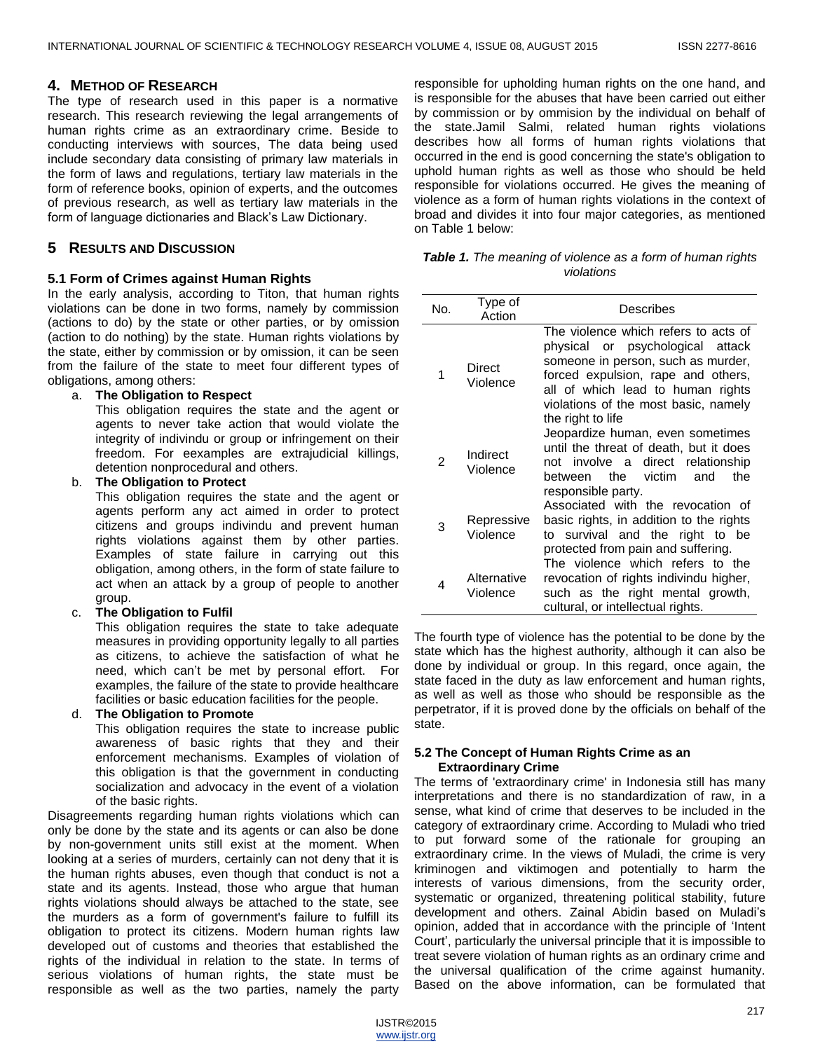## 4. Method of Research

The type of research used in this paper is a normative research. This research reviewing the legal arrangements of human rights crime as an extraordinary crime. Beside to conducting interviews with sources, The data being used include secondary data consisting of primary law materials in the form of laws and regulations, tertiary law materials in the form of reference books, opinion of experts, and the outcomes of previous research, as well as tertiary law materials in the form of language dictionaries and Black's Law Dictionary.

## 5 Results and Discussion

### 5.1 Form of Crimes against Human Rights

In the early analysis, according to Titon, that human rights violations can be done in two forms, namely by commission (actions to do) by the state or other parties, or by omission (action to do nothing) by the state. Human rights violations by the state, either by commission or by omission, it can be seen from the failure of the state to meet four different types of obligations, among others:

a. **The Obligation to Respect**
   This obligation requires the state and the agent or agents to never take action that would violate the integrity of indivindu or group or infringement on their freedom. For eexamples are extrajudicial killings, detention nonprocedural and others.

b. **The Obligation to Protect**
   This obligation requires the state and the agent or agents perform any act aimed in order to protect citizens and groups indivindu and prevent human rights violations against them by other parties. Examples of state failure in carrying out this obligation, among others, in the form of state failure to act when an attack by a group of people to another group.

c. **The Obligation to Fulfil**
   This obligation requires the state to take adequate measures in providing opportunity legally to all parties as citizens, to achieve the satisfaction of what he need, which can't be met by personal effort. For examples, the failure of the state to provide healthcare facilities or basic education facilities for the people.

d. **The Obligation to Promote**
   This obligation requires the state to increase public awareness of basic rights that they and their enforcement mechanisms. Examples of violation of this obligation is that the government in conducting socialization and advocacy in the event of a violation of the basic rights.

Disagreements regarding human rights violations which can only be done by the state and its agents or can also be done by non-government units still exist at the moment. When looking at a series of murders, certainly can not deny that it is the human rights abuses, even though that conduct is not a state and its agents. Instead, those who argue that human rights violations should always be attached to the state, see the murders as a form of government's failure to fulfill its obligation to protect its citizens. Modern human rights law developed out of customs and theories that established the rights of the individual in relation to the state. In terms of serious violations of human rights, the state must be responsible as well as the two parties, namely the party responsible for upholding human rights on the one hand, and is responsible for the abuses that have been carried out either by commission or by ommision by the individual on behalf of the state.Jamil Salmi, related human rights violations describes how all forms of human rights violations that occurred in the end is good concerning the state's obligation to uphold human rights as well as those who should be held responsible for violations occurred. He gives the meaning of violence as a form of human rights violations in the context of broad and divides it into four major categories, as mentioned on Table 1 below:

***Table 1.*** *The meaning of violence as a form of human rights violations*

| No. | Type of Action | Describes |
|---|---|---|
| 1 | Direct Violence | The violence which refers to acts of physical or psychological attack someone in person, such as murder, forced expulsion, rape and others, all of which lead to human rights violations of the most basic, namely the right to life |
| 2 | Indirect Violence | Jeopardize human, even sometimes until the threat of death, but it does not involve a direct relationship between the victim and the responsible party. |
| 3 | Repressive Violence | Associated with the revocation of basic rights, in addition to the rights to survival and the right to be protected from pain and suffering. |
| 4 | Alternative Violence | The violence which refers to the revocation of rights indivindu higher, such as the right mental growth, cultural, or intellectual rights. |

The fourth type of violence has the potential to be done by the state which has the highest authority, although it can also be done by individual or group. In this regard, once again, the state faced in the duty as law enforcement and human rights, as well as well as those who should be responsible as the perpetrator, if it is proved done by the officials on behalf of the state.

### 5.2 The Concept of Human Rights Crime as an Extraordinary Crime

The terms of 'extraordinary crime' in Indonesia still has many interpretations and there is no standardization of raw, in a sense, what kind of crime that deserves to be included in the category of extraordinary crime. According to Muladi who tried to put forward some of the rationale for grouping an extraordinary crime. In the views of Muladi, the crime is very kriminogen and viktimogen and potentially to harm the interests of various dimensions, from the security order, systematic or organized, threatening political stability, future development and others. Zainal Abidin based on Muladi's opinion, added that in accordance with the principle of 'Intent Court', particularly the universal principle that it is impossible to treat severe violation of human rights as an ordinary crime and the universal qualification of the crime against humanity. Based on the above information, can be formulated that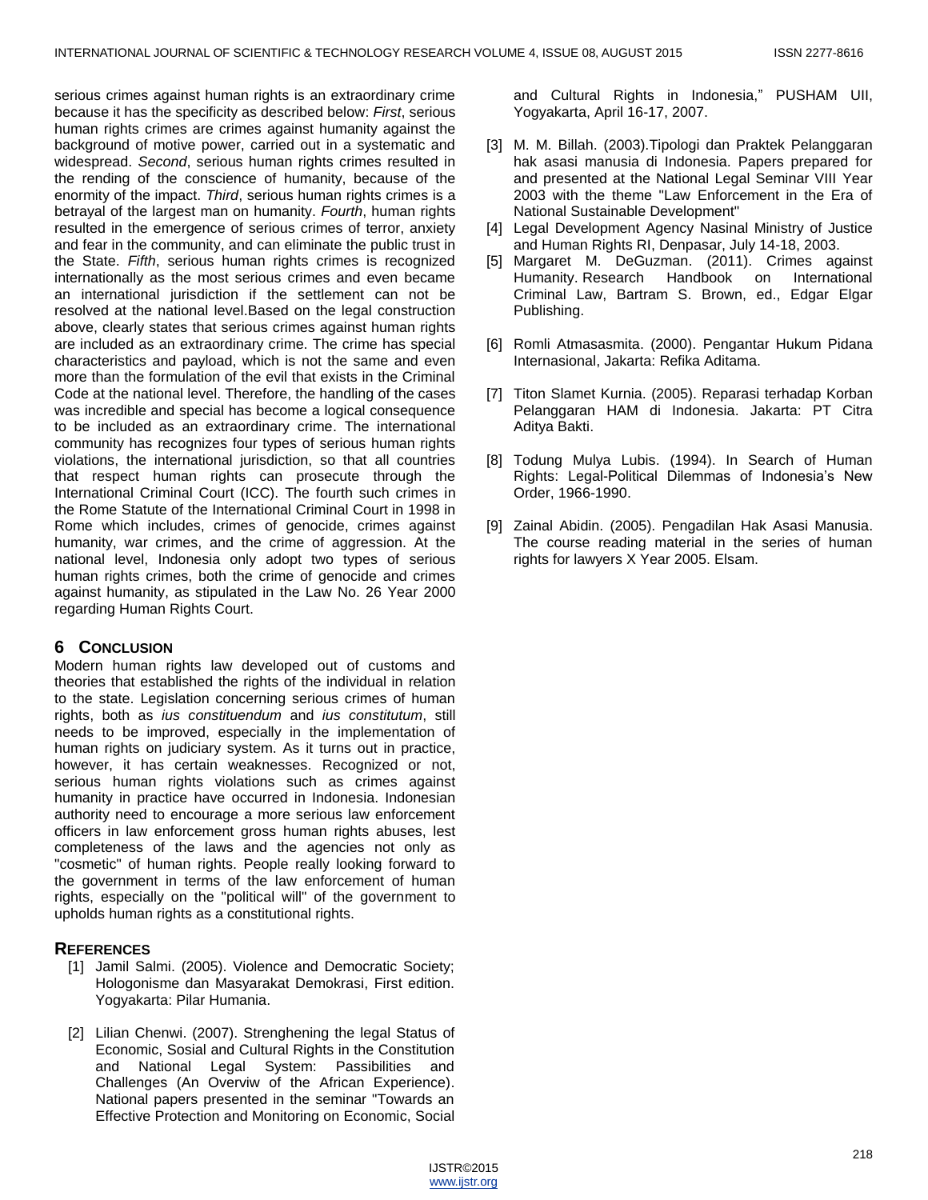serious crimes against human rights is an extraordinary crime because it has the specificity as described below: *First*, serious human rights crimes are crimes against humanity against the background of motive power, carried out in a systematic and widespread. *Second*, serious human rights crimes resulted in the rending of the conscience of humanity, because of the enormity of the impact. *Third*, serious human rights crimes is a betrayal of the largest man on humanity. *Fourth*, human rights resulted in the emergence of serious crimes of terror, anxiety and fear in the community, and can eliminate the public trust in the State. *Fifth*, serious human rights crimes is recognized internationally as the most serious crimes and even became an international jurisdiction if the settlement can not be resolved at the national level.Based on the legal construction above, clearly states that serious crimes against human rights are included as an extraordinary crime. The crime has special characteristics and payload, which is not the same and even more than the formulation of the evil that exists in the Criminal Code at the national level. Therefore, the handling of the cases was incredible and special has become a logical consequence to be included as an extraordinary crime. The international community has recognizes four types of serious human rights violations, the international jurisdiction, so that all countries that respect human rights can prosecute through the International Criminal Court (ICC). The fourth such crimes in the Rome Statute of the International Criminal Court in 1998 in Rome which includes, crimes of genocide, crimes against humanity, war crimes, and the crime of aggression. At the national level, Indonesia only adopt two types of serious human rights crimes, both the crime of genocide and crimes against humanity, as stipulated in the Law No. 26 Year 2000 regarding Human Rights Court.

## 6 Conclusion

Modern human rights law developed out of customs and theories that established the rights of the individual in relation to the state. Legislation concerning serious crimes of human rights, both as *ius constituendum* and *ius constitutum*, still needs to be improved, especially in the implementation of human rights on judiciary system. As it turns out in practice, however, it has certain weaknesses. Recognized or not, serious human rights violations such as crimes against humanity in practice have occurred in Indonesia. Indonesian authority need to encourage a more serious law enforcement officers in law enforcement gross human rights abuses, lest completeness of the laws and the agencies not only as "cosmetic" of human rights. People really looking forward to the government in terms of the law enforcement of human rights, especially on the "political will" of the government to upholds human rights as a constitutional rights.

## References

[1] Jamil Salmi. (2005). Violence and Democratic Society; Hologonisme dan Masyarakat Demokrasi, First edition. Yogyakarta: Pilar Humania.

[2] Lilian Chenwi. (2007). Strenghening the legal Status of Economic, Sosial and Cultural Rights in the Constitution and National Legal System: Passibilities and Challenges (An Overviw of the African Experience). National papers presented in the seminar "Towards an Effective Protection and Monitoring on Economic, Social and Cultural Rights in Indonesia," PUSHAM UII, Yogyakarta, April 16-17, 2007.

[3] M. M. Billah. (2003).Tipologi dan Praktek Pelanggaran hak asasi manusia di Indonesia. Papers prepared for and presented at the National Legal Seminar VIII Year 2003 with the theme "Law Enforcement in the Era of National Sustainable Development"

[4] Legal Development Agency Nasinal Ministry of Justice and Human Rights RI, Denpasar, July 14-18, 2003.

[5] Margaret M. DeGuzman. (2011). Crimes against Humanity. Research Handbook on International Criminal Law, Bartram S. Brown, ed., Edgar Elgar Publishing.

[6] Romli Atmasasmita. (2000). Pengantar Hukum Pidana Internasional, Jakarta: Refika Aditama.

[7] Titon Slamet Kurnia. (2005). Reparasi terhadap Korban Pelanggaran HAM di Indonesia. Jakarta: PT Citra Aditya Bakti.

[8] Todung Mulya Lubis. (1994). In Search of Human Rights: Legal-Political Dilemmas of Indonesia's New Order, 1966-1990.

[9] Zainal Abidin. (2005). Pengadilan Hak Asasi Manusia. The course reading material in the series of human rights for lawyers X Year 2005. Elsam.